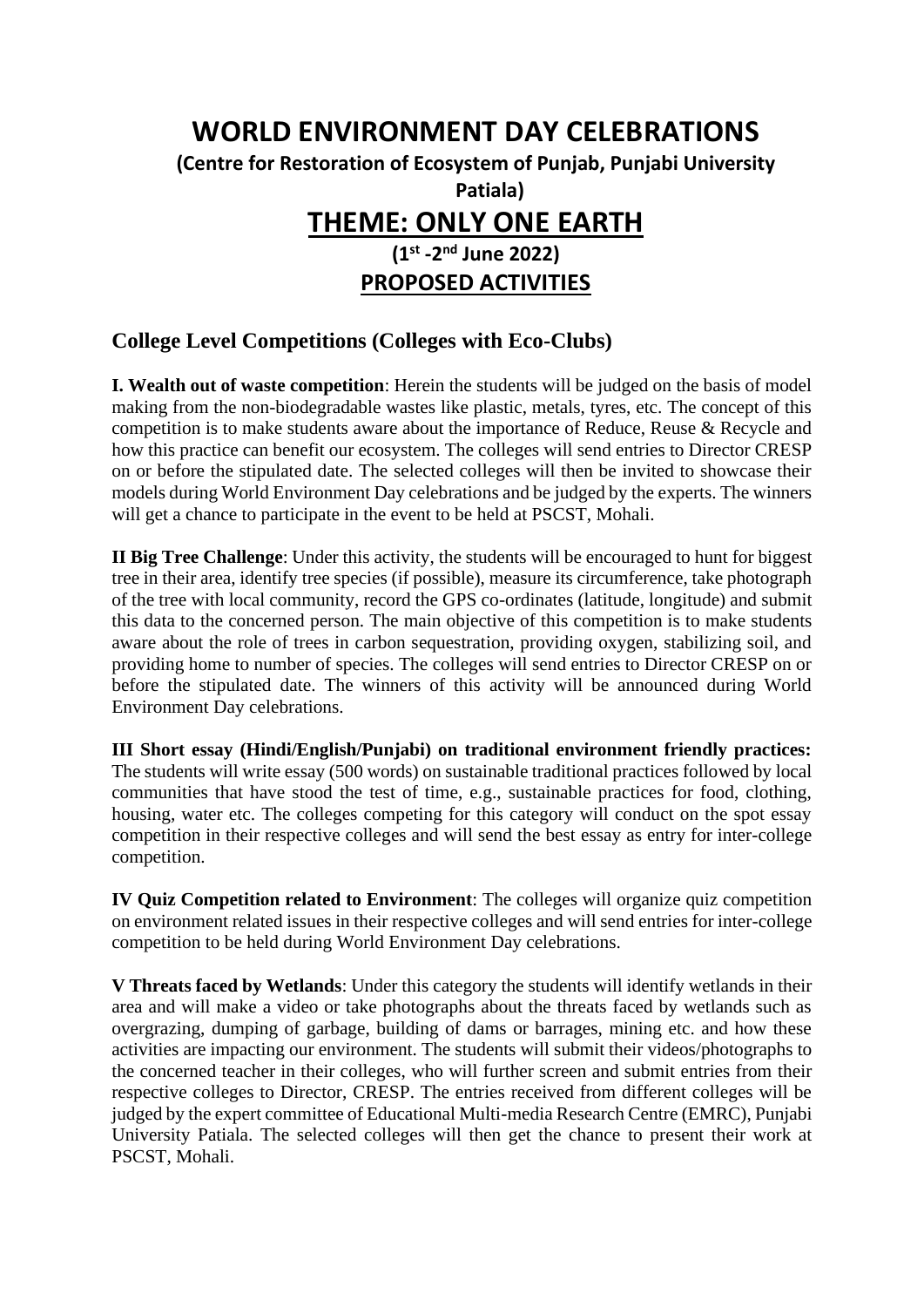# WORLD ENVIRONMENT DAY CELEBRATIONS

**(Centre for Restoration of Ecosystem of Punjab, Punjabi University Patiala)**

# THEME: ONLY ONE EARTH

**(1st -2nd June 2022)**

## PROPOSED ACTIVITIES

### College Level Competitions (Colleges with Eco-Clubs)

**I. Wealth out of waste competition**: Herein the students will be judged on the basis of model making from the non-biodegradable wastes like plastic, metals, tyres, etc. The concept of this competition is to make students aware about the importance of Reduce, Reuse & Recycle and how this practice can benefit our ecosystem. The colleges will send entries to Director CRESP on or before the stipulated date. The selected colleges will then be invited to showcase their models during World Environment Day celebrations and be judged by the experts. The winners will get a chance to participate in the event to be held at PSCST, Mohali.

**II Big Tree Challenge**: Under this activity, the students will be encouraged to hunt for biggest tree in their area, identify tree species (if possible), measure its circumference, take photograph of the tree with local community, record the GPS co-ordinates (latitude, longitude) and submit this data to the concerned person. The main objective of this competition is to make students aware about the role of trees in carbon sequestration, providing oxygen, stabilizing soil, and providing home to number of species. The colleges will send entries to Director CRESP on or before the stipulated date. The winners of this activity will be announced during World Environment Day celebrations.

**III Short essay (Hindi/English/Punjabi) on traditional environment friendly practices:** The students will write essay (500 words) on sustainable traditional practices followed by local communities that have stood the test of time, e.g., sustainable practices for food, clothing, housing, water etc. The colleges competing for this category will conduct on the spot essay competition in their respective colleges and will send the best essay as entry for inter-college competition.

**IV Quiz Competition related to Environment**: The colleges will organize quiz competition on environment related issues in their respective colleges and will send entries for inter-college competition to be held during World Environment Day celebrations.

**V Threats faced by Wetlands**: Under this category the students will identify wetlands in their area and will make a video or take photographs about the threats faced by wetlands such as overgrazing, dumping of garbage, building of dams or barrages, mining etc. and how these activities are impacting our environment. The students will submit their videos/photographs to the concerned teacher in their colleges, who will further screen and submit entries from their respective colleges to Director, CRESP. The entries received from different colleges will be judged by the expert committee of Educational Multi-media Research Centre (EMRC), Punjabi University Patiala. The selected colleges will then get the chance to present their work at PSCST, Mohali.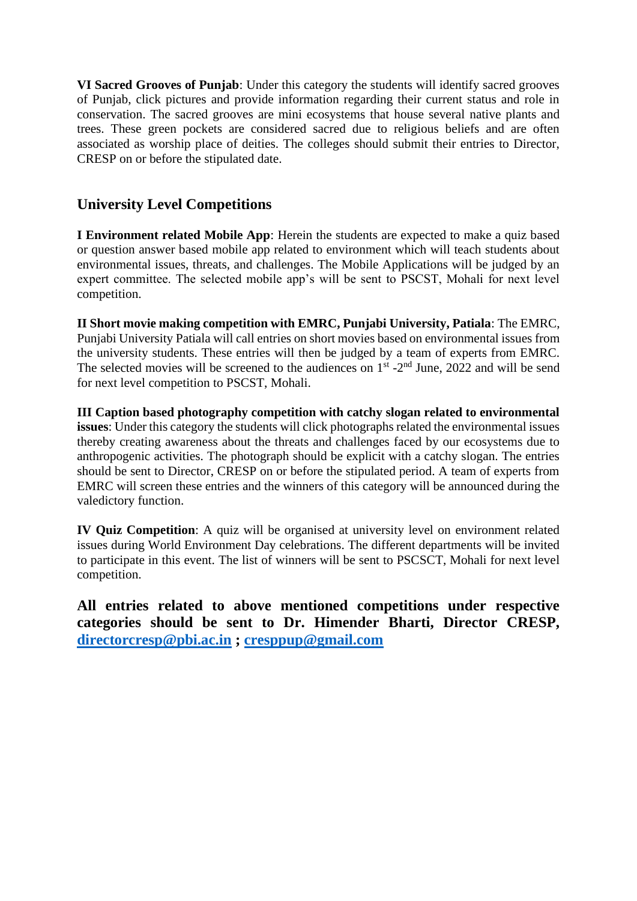**VI Sacred Grooves of Punjab**: Under this category the students will identify sacred grooves of Punjab, click pictures and provide information regarding their current status and role in conservation. The sacred grooves are mini ecosystems that house several native plants and trees. These green pockets are considered sacred due to religious beliefs and are often associated as worship place of deities. The colleges should submit their entries to Director, CRESP on or before the stipulated date.

## University Level Competitions

**I Environment related Mobile App**: Herein the students are expected to make a quiz based or question answer based mobile app related to environment which will teach students about environmental issues, threats, and challenges. The Mobile Applications will be judged by an expert committee. The selected mobile app's will be sent to PSCST, Mohali for next level competition.

**II Short movie making competition with EMRC, Punjabi University, Patiala**: The EMRC, Punjabi University Patiala will call entries on short movies based on environmental issues from the university students. These entries will then be judged by a team of experts from EMRC. The selected movies will be screened to the audiences on 1st -2nd June, 2022 and will be send for next level competition to PSCST, Mohali.

**III Caption based photography competition with catchy slogan related to environmental issues**: Under this category the students will click photographs related the environmental issues thereby creating awareness about the threats and challenges faced by our ecosystems due to anthropogenic activities. The photograph should be explicit with a catchy slogan. The entries should be sent to Director, CRESP on or before the stipulated period. A team of experts from EMRC will screen these entries and the winners of this category will be announced during the valedictory function.

**IV Quiz Competition**: A quiz will be organised at university level on environment related issues during World Environment Day celebrations. The different departments will be invited to participate in this event. The list of winners will be sent to PSCSCT, Mohali for next level competition.

**All entries related to above mentioned competitions under respective categories should be sent to Dr. Himender Bharti, Director CRESP, directorcresp@pbi.ac.in ; cresppup@gmail.com**